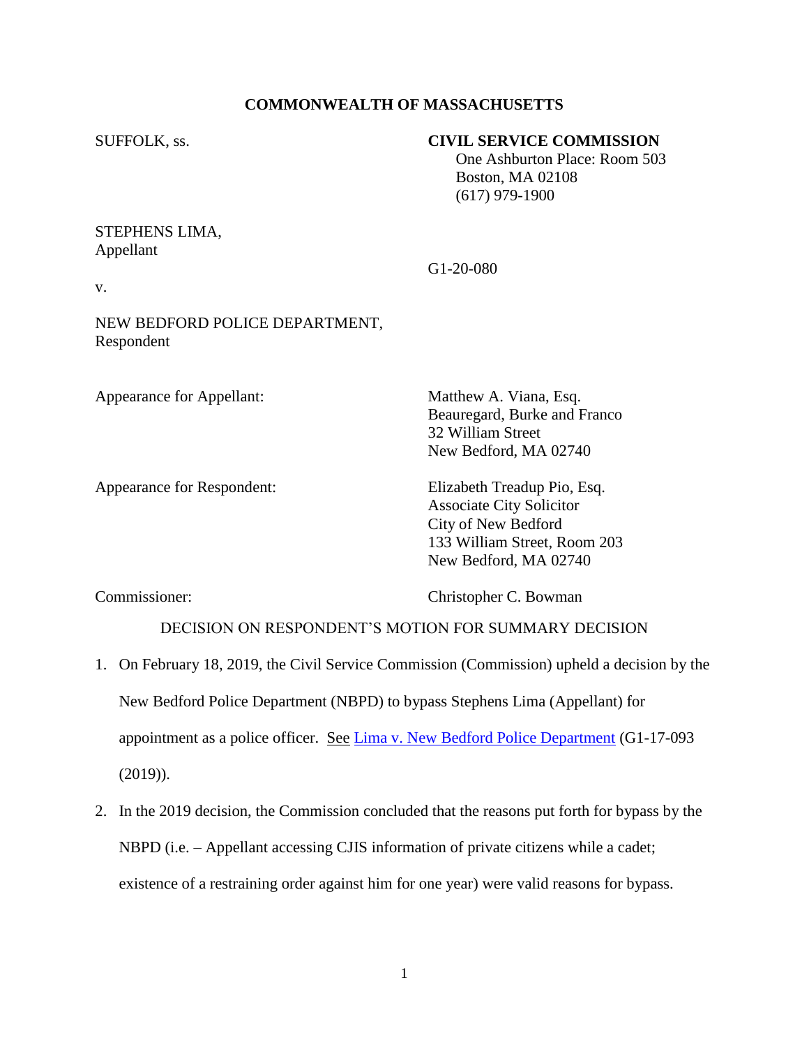**COMMONWEALTH OF MASSACHUSETTS**

SUFFOLK, ss.

**CIVIL SERVICE COMMISSION**
One Ashburton Place: Room 503
Boston, MA 02108
(617) 979-1900

STEPHENS LIMA,
Appellant

G1-20-080

v.

NEW BEDFORD POLICE DEPARTMENT,
Respondent

Appearance for Appellant:
Matthew A. Viana, Esq.
Beauregard, Burke and Franco
32 William Street
New Bedford, MA 02740

Appearance for Respondent:
Elizabeth Treadup Pio, Esq.
Associate City Solicitor
City of New Bedford
133 William Street, Room 203
New Bedford, MA 02740

Commissioner:
Christopher C. Bowman

DECISION ON RESPONDENT'S MOTION FOR SUMMARY DECISION

1. On February 18, 2019, the Civil Service Commission (Commission) upheld a decision by the New Bedford Police Department (NBPD) to bypass Stephens Lima (Appellant) for appointment as a police officer. See Lima v. New Bedford Police Department (G1-17-093 (2019)).
2. In the 2019 decision, the Commission concluded that the reasons put forth for bypass by the NBPD (i.e. – Appellant accessing CJIS information of private citizens while a cadet; existence of a restraining order against him for one year) were valid reasons for bypass.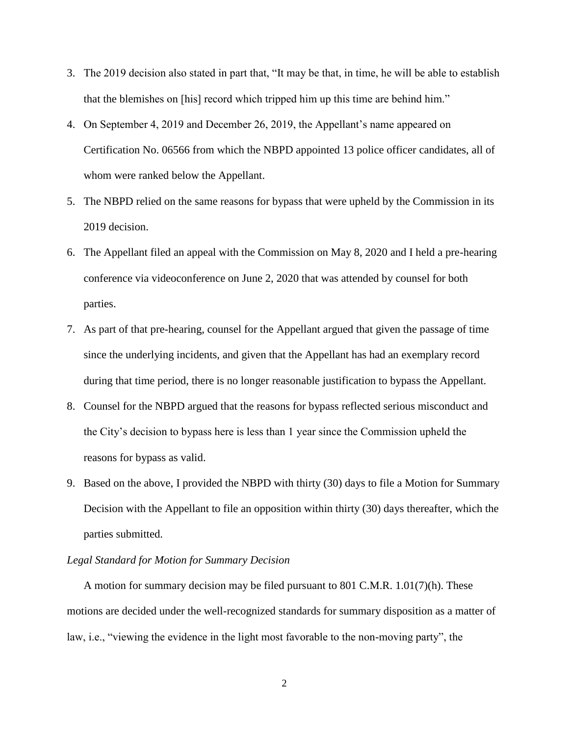3. The 2019 decision also stated in part that, "It may be that, in time, he will be able to establish that the blemishes on [his] record which tripped him up this time are behind him."
4. On September 4, 2019 and December 26, 2019, the Appellant's name appeared on Certification No. 06566 from which the NBPD appointed 13 police officer candidates, all of whom were ranked below the Appellant.
5. The NBPD relied on the same reasons for bypass that were upheld by the Commission in its 2019 decision.
6. The Appellant filed an appeal with the Commission on May 8, 2020 and I held a pre-hearing conference via videoconference on June 2, 2020 that was attended by counsel for both parties.
7. As part of that pre-hearing, counsel for the Appellant argued that given the passage of time since the underlying incidents, and given that the Appellant has had an exemplary record during that time period, there is no longer reasonable justification to bypass the Appellant.
8. Counsel for the NBPD argued that the reasons for bypass reflected serious misconduct and the City's decision to bypass here is less than 1 year since the Commission upheld the reasons for bypass as valid.
9. Based on the above, I provided the NBPD with thirty (30) days to file a Motion for Summary Decision with the Appellant to file an opposition within thirty (30) days thereafter, which the parties submitted.

*Legal Standard for Motion for Summary Decision*

A motion for summary decision may be filed pursuant to 801 C.M.R. 1.01(7)(h). These motions are decided under the well-recognized standards for summary disposition as a matter of law, i.e., "viewing the evidence in the light most favorable to the non-moving party", the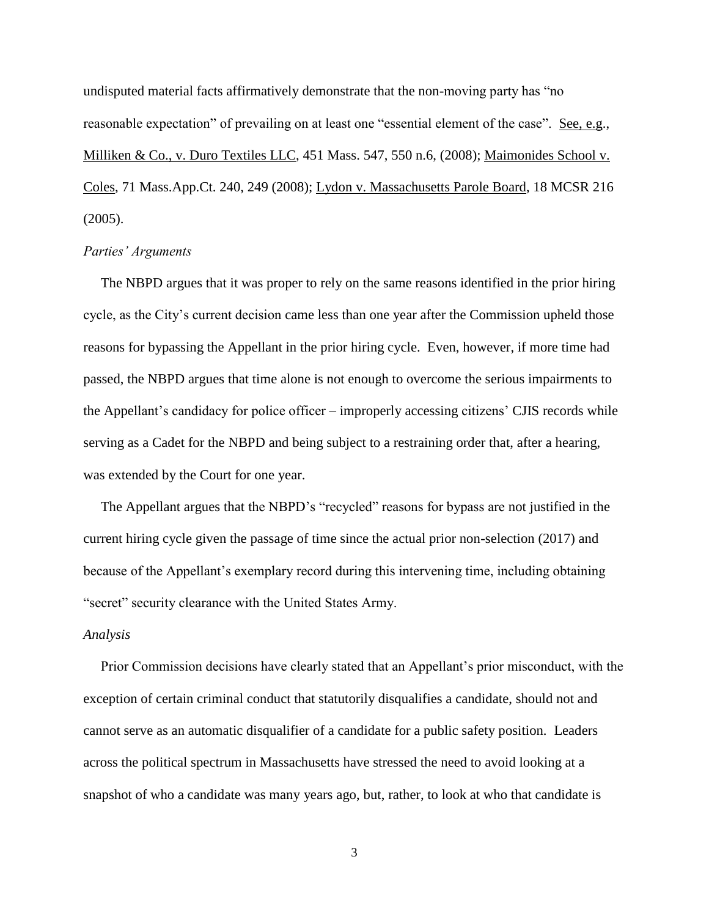undisputed material facts affirmatively demonstrate that the non-moving party has "no reasonable expectation" of prevailing on at least one "essential element of the case". See, e.g., Milliken & Co., v. Duro Textiles LLC, 451 Mass. 547, 550 n.6, (2008); Maimonides School v. Coles, 71 Mass.App.Ct. 240, 249 (2008); Lydon v. Massachusetts Parole Board, 18 MCSR 216 (2005).

*Parties' Arguments*

The NBPD argues that it was proper to rely on the same reasons identified in the prior hiring cycle, as the City's current decision came less than one year after the Commission upheld those reasons for bypassing the Appellant in the prior hiring cycle. Even, however, if more time had passed, the NBPD argues that time alone is not enough to overcome the serious impairments to the Appellant's candidacy for police officer – improperly accessing citizens' CJIS records while serving as a Cadet for the NBPD and being subject to a restraining order that, after a hearing, was extended by the Court for one year.

The Appellant argues that the NBPD's "recycled" reasons for bypass are not justified in the current hiring cycle given the passage of time since the actual prior non-selection (2017) and because of the Appellant's exemplary record during this intervening time, including obtaining "secret" security clearance with the United States Army.

*Analysis*

Prior Commission decisions have clearly stated that an Appellant's prior misconduct, with the exception of certain criminal conduct that statutorily disqualifies a candidate, should not and cannot serve as an automatic disqualifier of a candidate for a public safety position. Leaders across the political spectrum in Massachusetts have stressed the need to avoid looking at a snapshot of who a candidate was many years ago, but, rather, to look at who that candidate is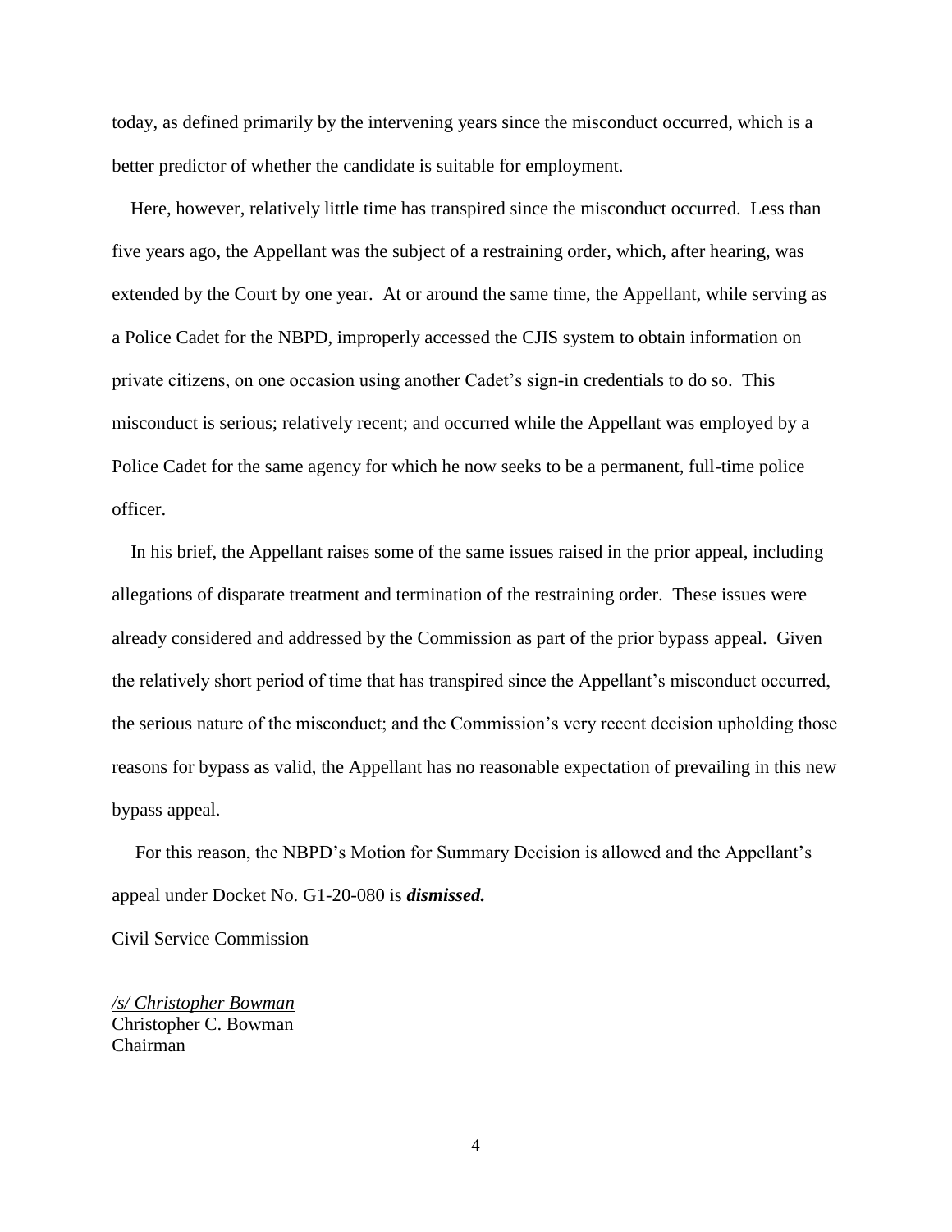today, as defined primarily by the intervening years since the misconduct occurred, which is a better predictor of whether the candidate is suitable for employment.

Here, however, relatively little time has transpired since the misconduct occurred. Less than five years ago, the Appellant was the subject of a restraining order, which, after hearing, was extended by the Court by one year. At or around the same time, the Appellant, while serving as a Police Cadet for the NBPD, improperly accessed the CJIS system to obtain information on private citizens, on one occasion using another Cadet's sign-in credentials to do so. This misconduct is serious; relatively recent; and occurred while the Appellant was employed by a Police Cadet for the same agency for which he now seeks to be a permanent, full-time police officer.

In his brief, the Appellant raises some of the same issues raised in the prior appeal, including allegations of disparate treatment and termination of the restraining order. These issues were already considered and addressed by the Commission as part of the prior bypass appeal. Given the relatively short period of time that has transpired since the Appellant's misconduct occurred, the serious nature of the misconduct; and the Commission's very recent decision upholding those reasons for bypass as valid, the Appellant has no reasonable expectation of prevailing in this new bypass appeal.

For this reason, the NBPD's Motion for Summary Decision is allowed and the Appellant's appeal under Docket No. G1-20-080 is ***dismissed.***

Civil Service Commission

*/s/ Christopher Bowman*
Christopher C. Bowman
Chairman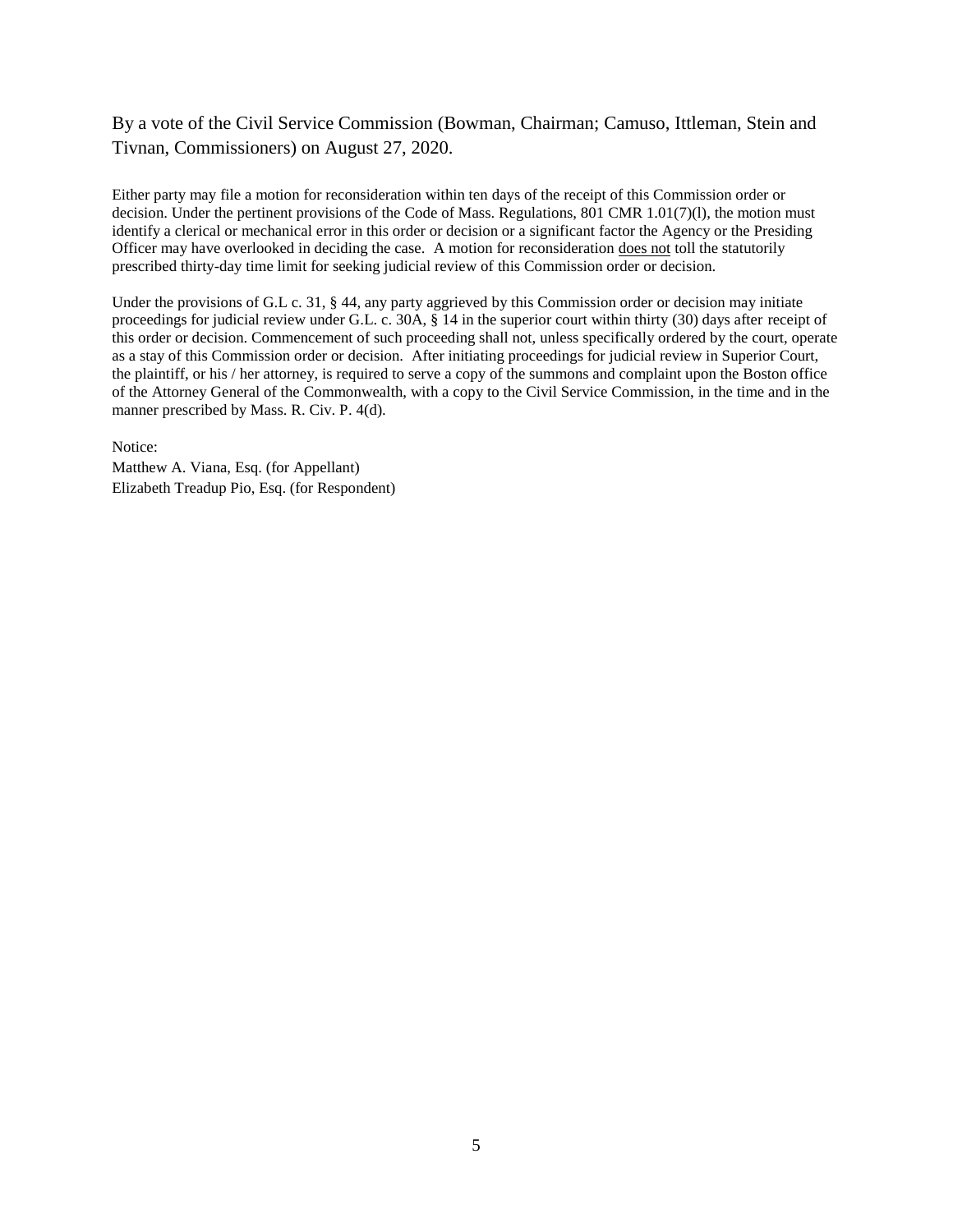By a vote of the Civil Service Commission (Bowman, Chairman; Camuso, Ittleman, Stein and Tivnan, Commissioners) on August 27, 2020.

Either party may file a motion for reconsideration within ten days of the receipt of this Commission order or decision. Under the pertinent provisions of the Code of Mass. Regulations, 801 CMR 1.01(7)(l), the motion must identify a clerical or mechanical error in this order or decision or a significant factor the Agency or the Presiding Officer may have overlooked in deciding the case. A motion for reconsideration does not toll the statutorily prescribed thirty-day time limit for seeking judicial review of this Commission order or decision.

Under the provisions of G.L c. 31, § 44, any party aggrieved by this Commission order or decision may initiate proceedings for judicial review under G.L. c. 30A, § 14 in the superior court within thirty (30) days after receipt of this order or decision. Commencement of such proceeding shall not, unless specifically ordered by the court, operate as a stay of this Commission order or decision. After initiating proceedings for judicial review in Superior Court, the plaintiff, or his / her attorney, is required to serve a copy of the summons and complaint upon the Boston office of the Attorney General of the Commonwealth, with a copy to the Civil Service Commission, in the time and in the manner prescribed by Mass. R. Civ. P. 4(d).

Notice:
Matthew A. Viana, Esq. (for Appellant)
Elizabeth Treadup Pio, Esq. (for Respondent)